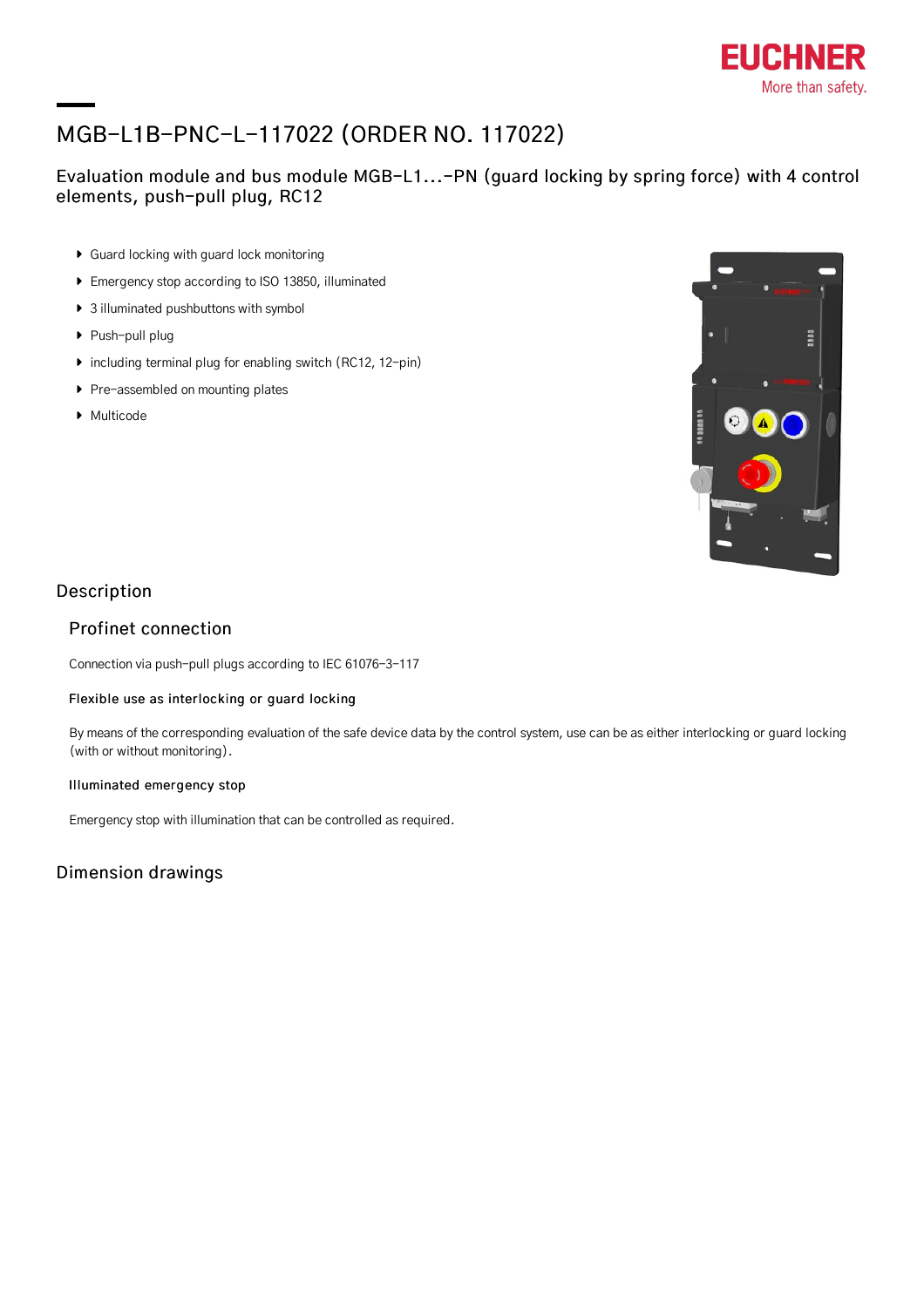# MGB-L1B-PNC-L-117022 (ORDER NO. 117022)

Evaluation module and bus module MGB-L1...-PN (guard locking by spring force) with 4 control elements, push-pull plug, RC12

- Guard locking with guard lock monitoring
- Emergency stop according to ISO 13850, illuminated
- 3 illuminated pushbuttons with symbol
- Push-pull plug
- including terminal plug for enabling switch (RC12, 12-pin)
- Pre-assembled on mounting plates
- Multicode

## Description

### Profinet connection

Connection via push-pull plugs according to IEC 61076-3-117

#### Flexible use as interlocking or guard locking

By means of the corresponding evaluation of the safe device data by the control system, use can be as either interlocking or guard locking (with or without monitoring).

#### Illuminated emergency stop

Emergency stop with illumination that can be controlled as required.

## Dimension drawings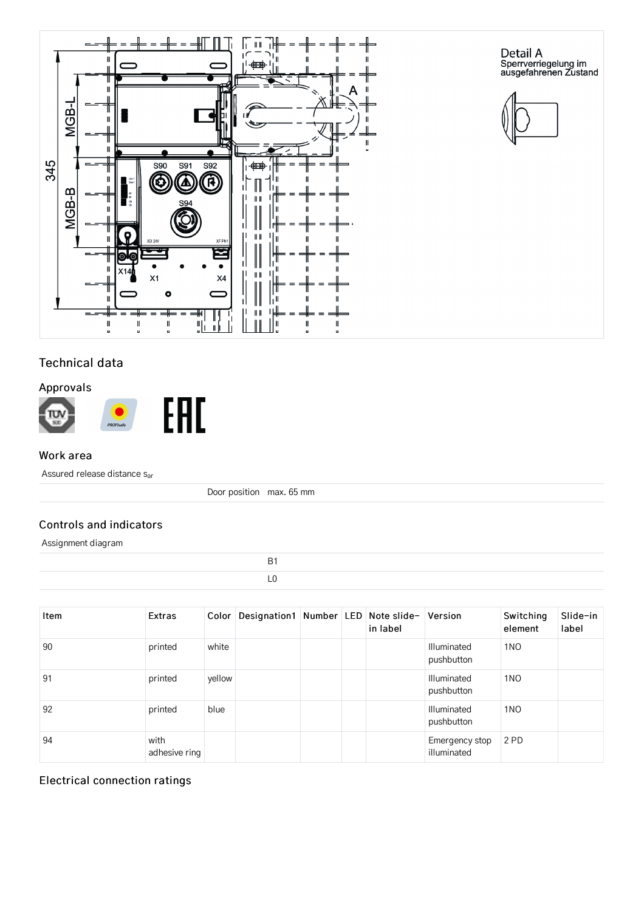## Technical data

### Approvals

### Work area

| Assured release distance $s_{ar}$ | | |
|---|---|---|
| | Door position | max. 65 mm |

### Controls and indicators

| Assignment diagram | |
|---|---|
| | B1 |
| | L0 |

| Item | Extras | Color | Designation1 | Number | LED | Note slide-in label | Version | Switching element | Slide-in label |
|---|---|---|---|---|---|---|---|---|---|
| 90 | printed | white | | | | | Illuminated pushbutton | 1NO | |
| 91 | printed | yellow | | | | | Illuminated pushbutton | 1NO | |
| 92 | printed | blue | | | | | Illuminated pushbutton | 1NO | |
| 94 | with adhesive ring | | | | | | Emergency stop illuminated | 2 PD | |

### Electrical connection ratings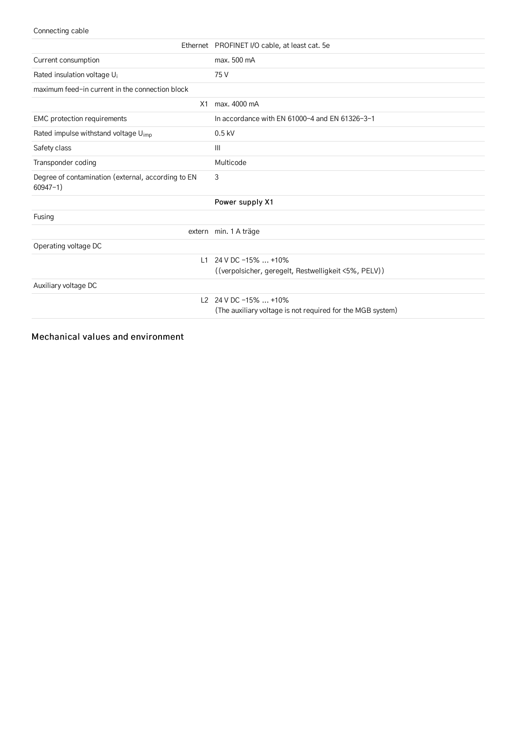| Connecting cable | |
| --- | --- |
| Ethernet | PROFINET I/O cable, at least cat. 5e |
| Current consumption | max. 500 mA |
| Rated insulation voltage $U_i$ | 75 V |
| maximum feed-in current in the connection block | |
| X1 | max. 4000 mA |
| EMC protection requirements | In accordance with EN 61000-4 and EN 61326-3-1 |
| Rated impulse withstand voltage $U_{imp}$ | 0.5 kV |
| Safety class | III |
| Transponder coding | Multicode |
| Degree of contamination (external, according to EN 60947-1) | 3 |
| | **Power supply X1** |
| Fusing | |
| extern | min. 1 A träge |
| Operating voltage DC | |
| L1 | 24 V DC -15% ... +10%<br>((verpolsicher, geregelt, Restwelligkeit <5%, PELV)) |
| Auxiliary voltage DC | |
| L2 | 24 V DC -15% ... +10%<br>(The auxiliary voltage is not required for the MGB system) |

## Mechanical values and environment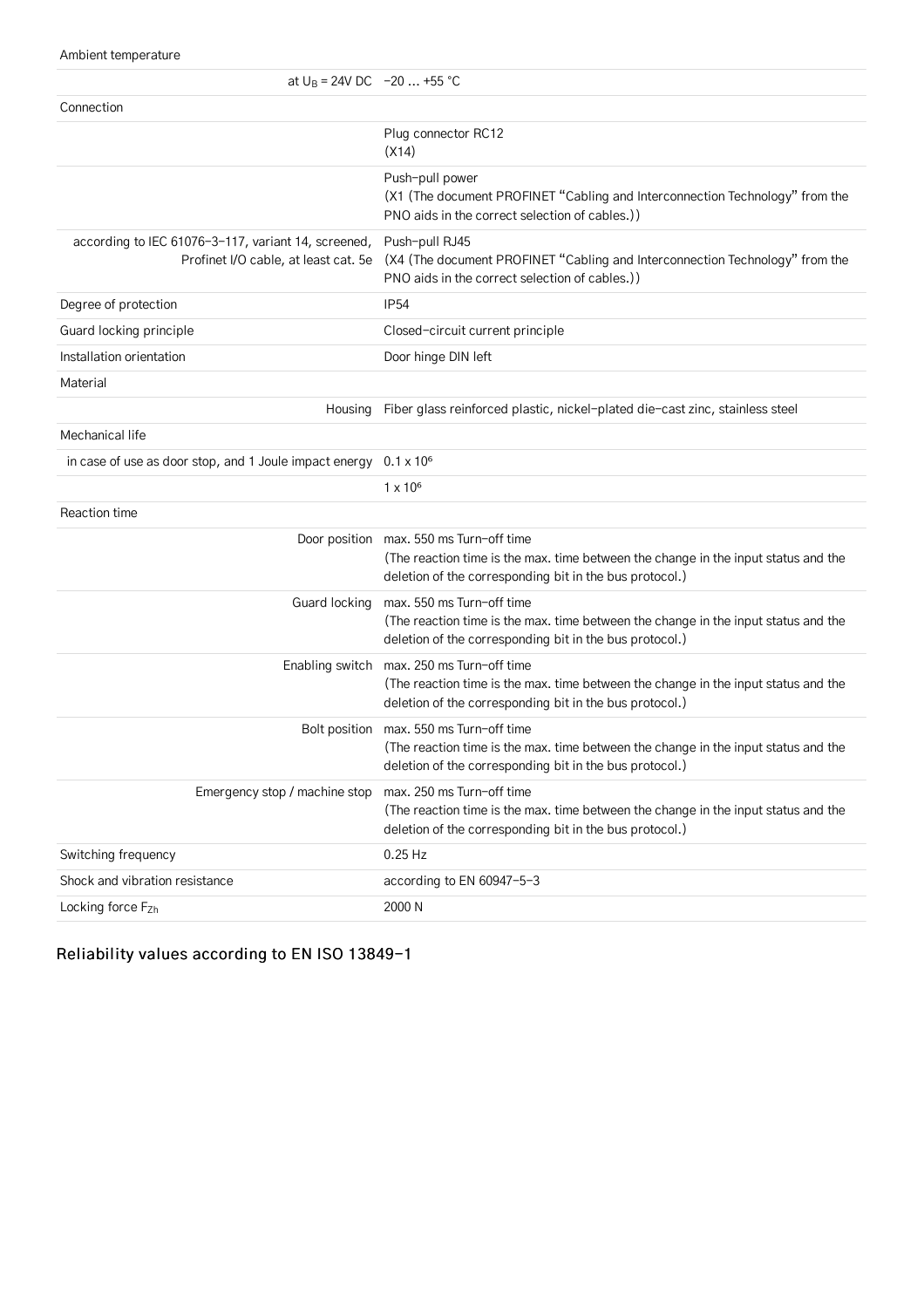| | |
|---|---|
| Ambient temperature | |
| at $U_B$ = 24V DC | −20 ... +55 °C |
| Connection | |
| | Plug connector RC12 (X14) |
| | Push-pull power (X1 (The document PROFINET "Cabling and Interconnection Technology" from the PNO aids in the correct selection of cables.)) |
| according to IEC 61076-3-117, variant 14, screened, Profinet I/O cable, at least cat. 5e | Push-pull RJ45 (X4 (The document PROFINET "Cabling and Interconnection Technology" from the PNO aids in the correct selection of cables.)) |
| Degree of protection | IP54 |
| Guard locking principle | Closed-circuit current principle |
| Installation orientation | Door hinge DIN left |
| Material | |
| Housing | Fiber glass reinforced plastic, nickel-plated die-cast zinc, stainless steel |
| Mechanical life | |
| in case of use as door stop, and 1 Joule impact energy | $0.1 \times 10^6$ |
| | $1 \times 10^6$ |
| Reaction time | |
| Door position | max. 550 ms Turn-off time (The reaction time is the max. time between the change in the input status and the deletion of the corresponding bit in the bus protocol.) |
| Guard locking | max. 550 ms Turn-off time (The reaction time is the max. time between the change in the input status and the deletion of the corresponding bit in the bus protocol.) |
| Enabling switch | max. 250 ms Turn-off time (The reaction time is the max. time between the change in the input status and the deletion of the corresponding bit in the bus protocol.) |
| Bolt position | max. 550 ms Turn-off time (The reaction time is the max. time between the change in the input status and the deletion of the corresponding bit in the bus protocol.) |
| Emergency stop / machine stop | max. 250 ms Turn-off time (The reaction time is the max. time between the change in the input status and the deletion of the corresponding bit in the bus protocol.) |
| Switching frequency | 0.25 Hz |
| Shock and vibration resistance | according to EN 60947-5-3 |
| Locking force $F_{Zh}$ | 2000 N |

## Reliability values according to EN ISO 13849-1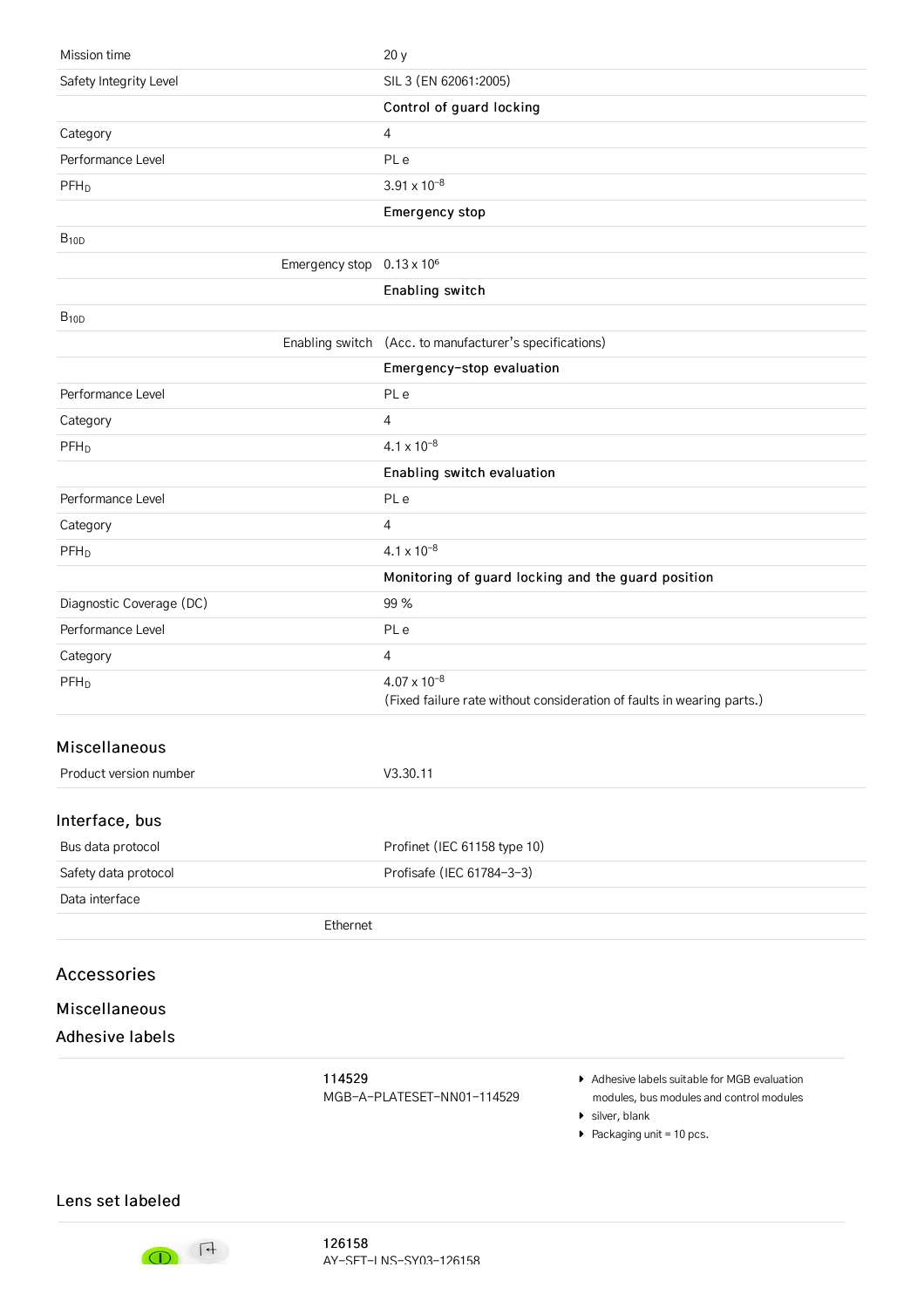| | |
|---|---|
| Mission time | 20 y |
| Safety Integrity Level | SIL 3 (EN 62061:2005) |
| | **Control of guard locking** |
| Category | 4 |
| Performance Level | PL e |
| $PFH_D$ | $3.91 \times 10^{-8}$ |
| | **Emergency stop** |
| $B_{10D}$ | |
| Emergency stop | $0.13 \times 10^6$ |
| | **Enabling switch** |
| $B_{10D}$ | |
| Enabling switch | (Acc. to manufacturer's specifications) |
| | **Emergency-stop evaluation** |
| Performance Level | PL e |
| Category | 4 |
| $PFH_D$ | $4.1 \times 10^{-8}$ |
| | **Enabling switch evaluation** |
| Performance Level | PL e |
| Category | 4 |
| $PFH_D$ | $4.1 \times 10^{-8}$ |
| | **Monitoring of guard locking and the guard position** |
| Diagnostic Coverage (DC) | 99 % |
| Performance Level | PL e |
| Category | 4 |
| $PFH_D$ | $4.07 \times 10^{-8}$ (Fixed failure rate without consideration of faults in wearing parts.) |

### Miscellaneous

| | |
|---|---|
| Product version number | V3.30.11 |

### Interface, bus

| | |
|---|---|
| Bus data protocol | Profinet (IEC 61158 type 10) |
| Safety data protocol | Profisafe (IEC 61784-3-3) |
| Data interface | |
| Ethernet | |

## Accessories

### Miscellaneous

### Adhesive labels

**114529**
MGB-A-PLATESET-NN01-114529

- Adhesive labels suitable for MGB evaluation modules, bus modules and control modules
- silver, blank
- Packaging unit = 10 pcs.

### Lens set labeled

**126158**
AY-SET-LNS-SY03-126158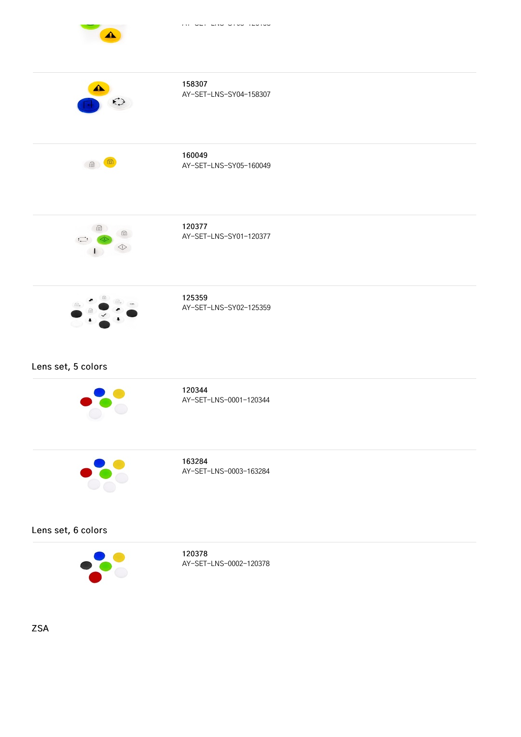158307
AY-SET-LNS-SY04-158307

160049
AY-SET-LNS-SY05-160049

120377
AY-SET-LNS-SY01-120377

125359
AY-SET-LNS-SY02-125359

## Lens set, 5 colors

120344
AY-SET-LNS-0001-120344

163284
AY-SET-LNS-0003-163284

## Lens set, 6 colors

120378
AY-SET-LNS-0002-120378

## ZSA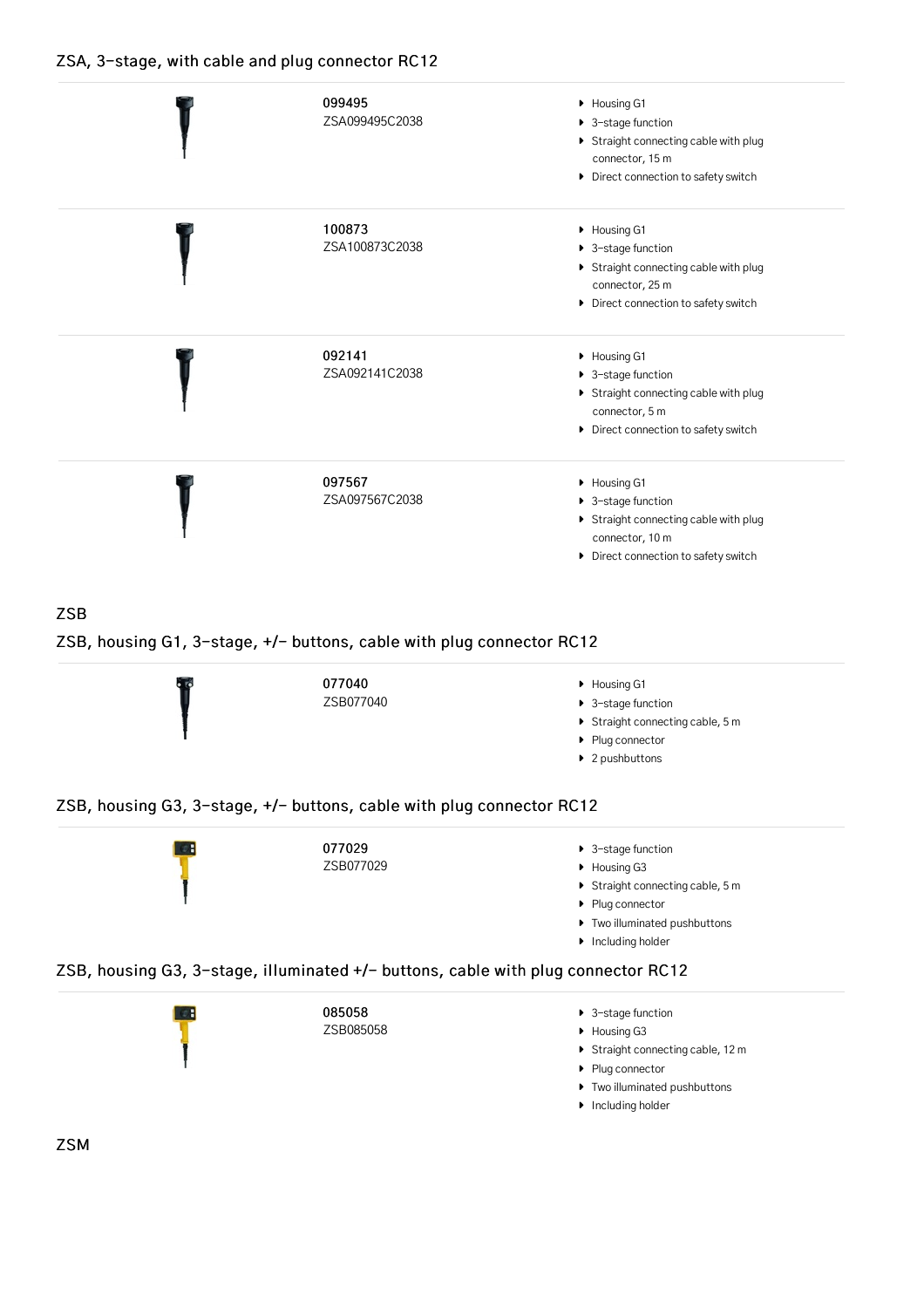### ZSA, 3-stage, with cable and plug connector RC12

| Order no. | Item | Features |
|---|---|---|
| 099495 | ZSA099495C2038 | Housing G1; 3-stage function; Straight connecting cable with plug connector, 15 m; Direct connection to safety switch |
| 100873 | ZSA100873C2038 | Housing G1; 3-stage function; Straight connecting cable with plug connector, 25 m; Direct connection to safety switch |
| 092141 | ZSA092141C2038 | Housing G1; 3-stage function; Straight connecting cable with plug connector, 5 m; Direct connection to safety switch |
| 097567 | ZSA097567C2038 | Housing G1; 3-stage function; Straight connecting cable with plug connector, 10 m; Direct connection to safety switch |

## ZSB

### ZSB, housing G1, 3-stage, +/– buttons, cable with plug connector RC12

**077040**
ZSB077040

- Housing G1
- 3-stage function
- Straight connecting cable, 5 m
- Plug connector
- 2 pushbuttons

### ZSB, housing G3, 3-stage, +/– buttons, cable with plug connector RC12

**077029**
ZSB077029

- 3-stage function
- Housing G3
- Straight connecting cable, 5 m
- Plug connector
- Two illuminated pushbuttons
- Including holder

### ZSB, housing G3, 3-stage, illuminated +/– buttons, cable with plug connector RC12

**085058**
ZSB085058

- 3-stage function
- Housing G3
- Straight connecting cable, 12 m
- Plug connector
- Two illuminated pushbuttons
- Including holder

## ZSM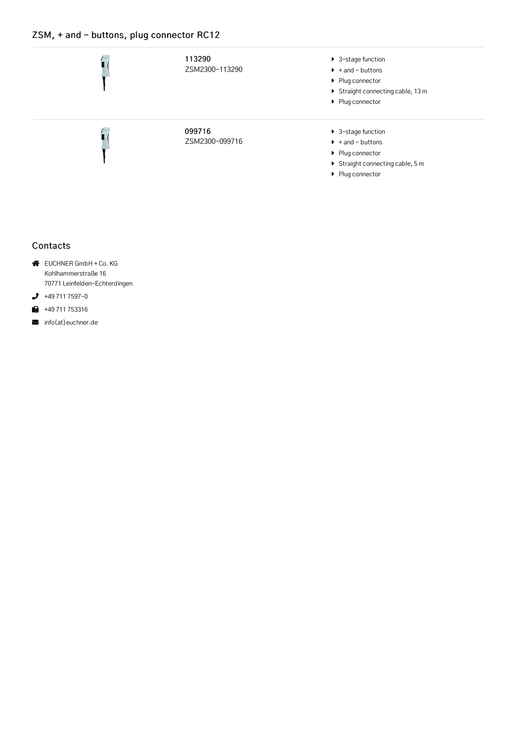## ZSM, + and – buttons, plug connector RC12

**113290**
ZSM2300-113290

- 3-stage function
- + and – buttons
- Plug connector
- Straight connecting cable, 13 m
- Plug connector

**099716**
ZSM2300-099716

- 3-stage function
- + and – buttons
- Plug connector
- Straight connecting cable, 5 m
- Plug connector

## Contacts

EUCHNER GmbH + Co. KG
Kohlhammerstraße 16
70771 Leinfelden-Echterdingen

+49 711 7597-0

+49 711 753316

info(at)euchner.de